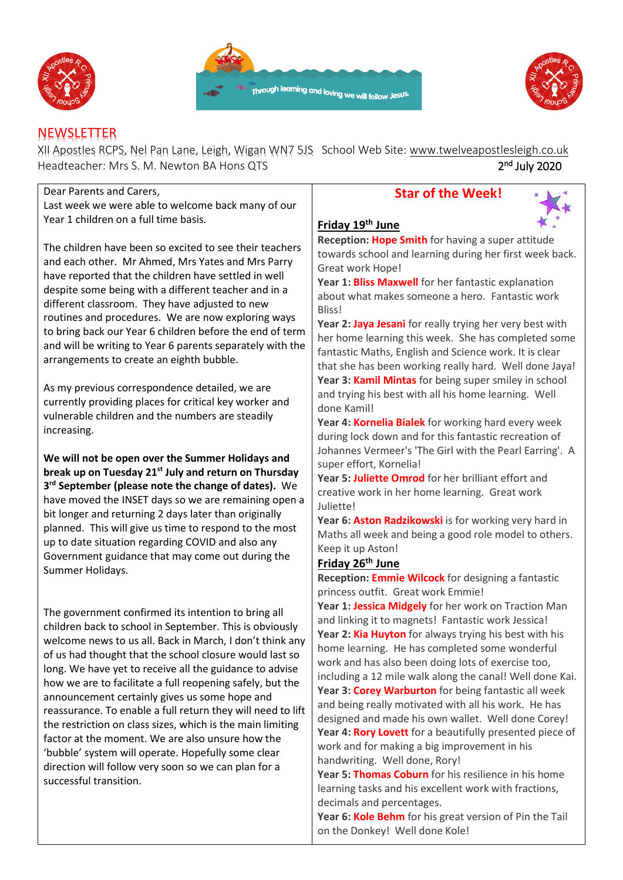Through learning and loving we will follow Jesus.

# NEWSLETTER

XII Apostles RCPS, Nel Pan Lane, Leigh, Wigan WN7 5JS School Web Site: www.twelveapostlesleigh.co.uk
Headteacher: Mrs S. M. Newton BA Hons QTS

2nd July 2020

Dear Parents and Carers,
Last week we were able to welcome back many of our Year 1 children on a full time basis.

The children have been so excited to see their teachers and each other. Mr Ahmed, Mrs Yates and Mrs Parry have reported that the children have settled in well despite some being with a different teacher and in a different classroom. They have adjusted to new routines and procedures. We are now exploring ways to bring back our Year 6 children before the end of term and will be writing to Year 6 parents separately with the arrangements to create an eighth bubble.

As my previous correspondence detailed, we are currently providing places for critical key worker and vulnerable children and the numbers are steadily increasing.

**We will not be open over the Summer Holidays and break up on Tuesday 21st July and return on Thursday 3rd September (please note the change of dates).** We have moved the INSET days so we are remaining open a bit longer and returning 2 days later than originally planned. This will give us time to respond to the most up to date situation regarding COVID and also any Government guidance that may come out during the Summer Holidays.

The government confirmed its intention to bring all children back to school in September. This is obviously welcome news to us all. Back in March, I don't think any of us had thought that the school closure would last so long. We have yet to receive all the guidance to advise how we are to facilitate a full reopening safely, but the announcement certainly gives us some hope and reassurance. To enable a full return they will need to lift the restriction on class sizes, which is the main limiting factor at the moment. We are also unsure how the 'bubble' system will operate. Hopefully some clear direction will follow very soon so we can plan for a successful transition.

## Star of the Week!

### Friday 19th June

**Reception: Hope Smith** for having a super attitude towards school and learning during her first week back. Great work Hope!

**Year 1: Bliss Maxwell** for her fantastic explanation about what makes someone a hero. Fantastic work Bliss!

**Year 2: Jaya Jesani** for really trying her very best with her home learning this week. She has completed some fantastic Maths, English and Science work. It is clear that she has been working really hard. Well done Jaya!

**Year 3: Kamil Mintas** for being super smiley in school and trying his best with all his home learning. Well done Kamil!

**Year 4: Kornelia Bialek** for working hard every week during lock down and for this fantastic recreation of Johannes Vermeer's 'The Girl with the Pearl Earring'. A super effort, Kornelia!

**Year 5: Juliette Omrod** for her brilliant effort and creative work in her home learning. Great work Juliette!

**Year 6: Aston Radzikowski** is for working very hard in Maths all week and being a good role model to others. Keep it up Aston!

### Friday 26th June

**Reception: Emmie Wilcock** for designing a fantastic princess outfit. Great work Emmie!

**Year 1: Jessica Midgely** for her work on Traction Man and linking it to magnets! Fantastic work Jessica!

**Year 2: Kia Huyton** for always trying his best with his home learning. He has completed some wonderful work and has also been doing lots of exercise too, including a 12 mile walk along the canal! Well done Kai.

**Year 3: Corey Warburton** for being fantastic all week and being really motivated with all his work. He has designed and made his own wallet. Well done Corey!

**Year 4: Rory Lovett** for a beautifully presented piece of work and for making a big improvement in his handwriting. Well done, Rory!

**Year 5: Thomas Coburn** for his resilience in his home learning tasks and his excellent work with fractions, decimals and percentages.

**Year 6: Kole Behm** for his great version of Pin the Tail on the Donkey! Well done Kole!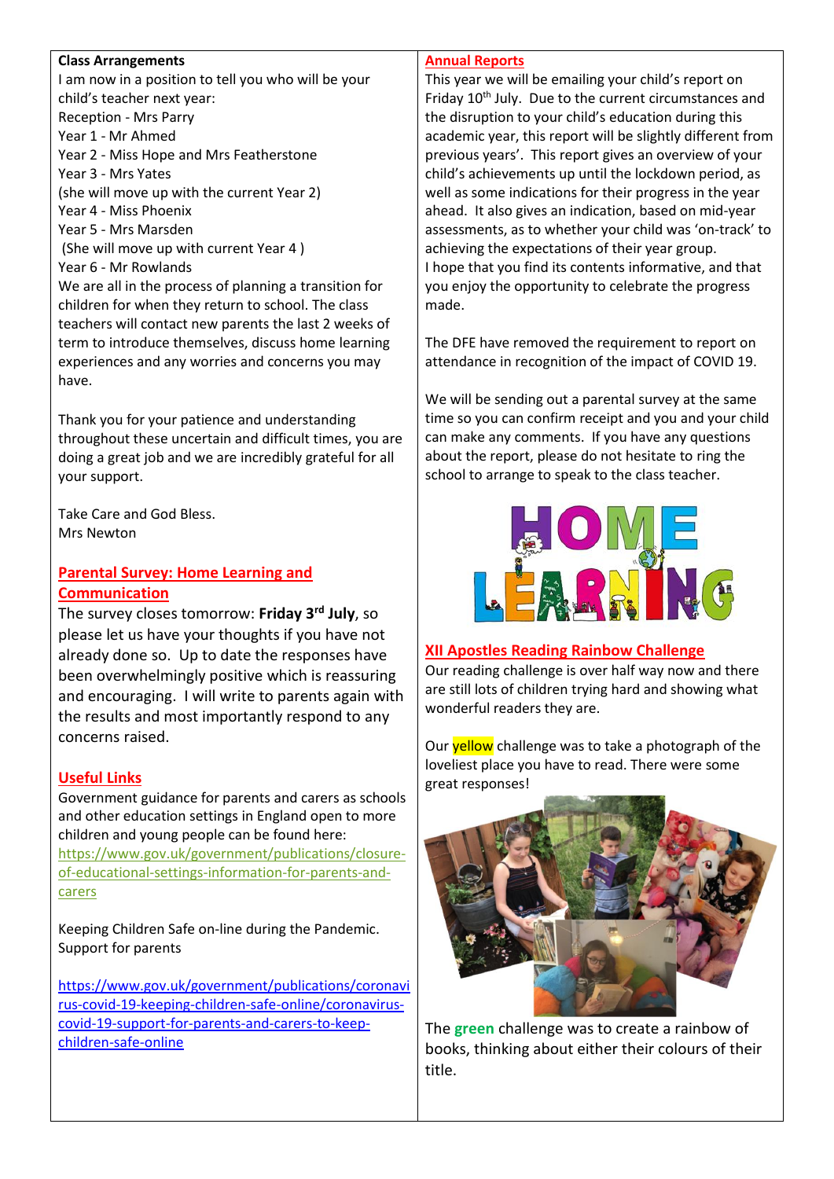**Class Arrangements**

I am now in a position to tell you who will be your child's teacher next year:

Reception - Mrs Parry
Year 1 - Mr Ahmed
Year 2 - Miss Hope and Mrs Featherstone
Year 3 - Mrs Yates
(she will move up with the current Year 2)
Year 4 - Miss Phoenix
Year 5 - Mrs Marsden
(She will move up with current Year 4 )
Year 6 - Mr Rowlands

We are all in the process of planning a transition for children for when they return to school. The class teachers will contact new parents the last 2 weeks of term to introduce themselves, discuss home learning experiences and any worries and concerns you may have.

Thank you for your patience and understanding throughout these uncertain and difficult times, you are doing a great job and we are incredibly grateful for all your support.

Take Care and God Bless.
Mrs Newton

## Parental Survey: Home Learning and Communication

The survey closes tomorrow: **Friday 3rd July**, so please let us have your thoughts if you have not already done so. Up to date the responses have been overwhelmingly positive which is reassuring and encouraging. I will write to parents again with the results and most importantly respond to any concerns raised.

## Useful Links

Government guidance for parents and carers as schools and other education settings in England open to more children and young people can be found here:
https://www.gov.uk/government/publications/closure-of-educational-settings-information-for-parents-and-carers

Keeping Children Safe on-line during the Pandemic. Support for parents

https://www.gov.uk/government/publications/coronavirus-covid-19-keeping-children-safe-online/coronavirus-covid-19-support-for-parents-and-carers-to-keep-children-safe-online

## Annual Reports

This year we will be emailing your child's report on Friday 10th July. Due to the current circumstances and the disruption to your child's education during this academic year, this report will be slightly different from previous years'. This report gives an overview of your child's achievements up until the lockdown period, as well as some indications for their progress in the year ahead. It also gives an indication, based on mid-year assessments, as to whether your child was 'on-track' to achieving the expectations of their year group.
I hope that you find its contents informative, and that you enjoy the opportunity to celebrate the progress made.

The DFE have removed the requirement to report on attendance in recognition of the impact of COVID 19.

We will be sending out a parental survey at the same time so you can confirm receipt and you and your child can make any comments. If you have any questions about the report, please do not hesitate to ring the school to arrange to speak to the class teacher.

HOME LEARNING

## XII Apostles Reading Rainbow Challenge

Our reading challenge is over half way now and there are still lots of children trying hard and showing what wonderful readers they are.

Our yellow challenge was to take a photograph of the loveliest place you have to read. There were some great responses!

The **green** challenge was to create a rainbow of books, thinking about either their colours of their title.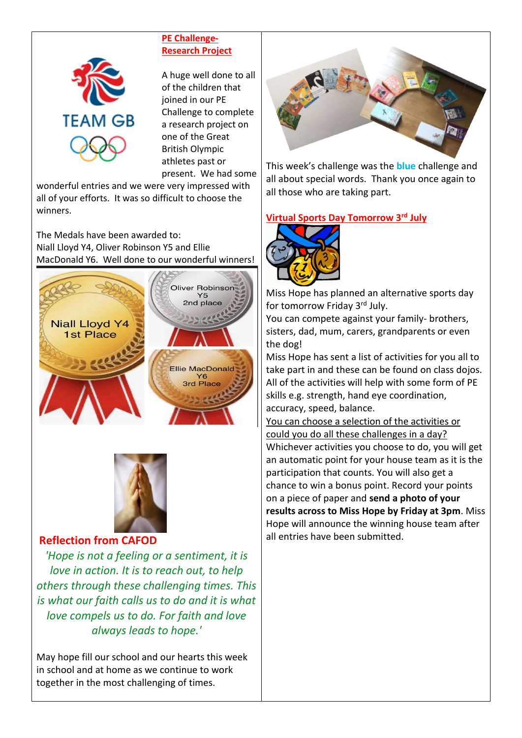## PE Challenge- Research Project

A huge well done to all of the children that joined in our PE Challenge to complete a research project on one of the Great British Olympic athletes past or present. We had some wonderful entries and we were very impressed with all of your efforts. It was so difficult to choose the winners.

The Medals have been awarded to:
Niall Lloyd Y4, Oliver Robinson Y5 and Ellie MacDonald Y6. Well done to our wonderful winners!

Niall Lloyd Y4 1st Place

Oliver Robinson Y5 2nd place

Ellie MacDonald Y6 3rd Place

## Reflection from CAFOD

*'Hope is not a feeling or a sentiment, it is love in action. It is to reach out, to help others through these challenging times. This is what our faith calls us to do and it is what love compels us to do. For faith and love always leads to hope.'*

May hope fill our school and our hearts this week in school and at home as we continue to work together in the most challenging of times.

This week's challenge was the **blue** challenge and all about special words. Thank you once again to all those who are taking part.

## Virtual Sports Day Tomorrow 3rd July

Miss Hope has planned an alternative sports day for tomorrow Friday 3rd July.

You can compete against your family- brothers, sisters, dad, mum, carers, grandparents or even the dog!

Miss Hope has sent a list of activities for you all to take part in and these can be found on class dojos. All of the activities will help with some form of PE skills e.g. strength, hand eye coordination, accuracy, speed, balance.

You can choose a selection of the activities or could you do all these challenges in a day?

Whichever activities you choose to do, you will get an automatic point for your house team as it is the participation that counts. You will also get a chance to win a bonus point. Record your points on a piece of paper and **send a photo of your results across to Miss Hope by Friday at 3pm**. Miss Hope will announce the winning house team after all entries have been submitted.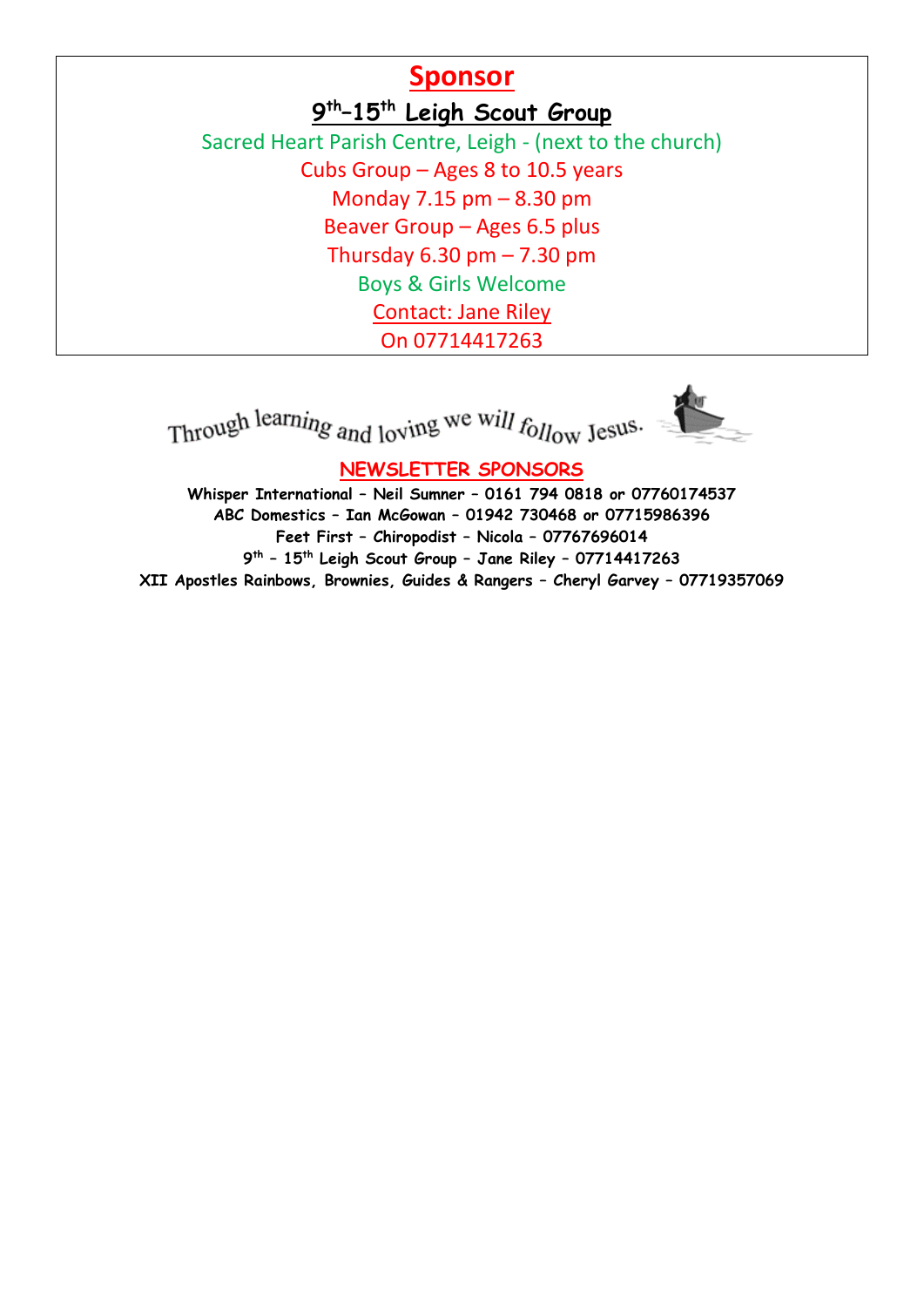# Sponsor

## 9th–15th Leigh Scout Group

Sacred Heart Parish Centre, Leigh - (next to the church)

Cubs Group – Ages 8 to 10.5 years

Monday 7.15 pm – 8.30 pm

Beaver Group – Ages 6.5 plus

Thursday 6.30 pm – 7.30 pm

Boys & Girls Welcome

Contact: Jane Riley

On 07714417263

Through learning and loving we will follow Jesus.

## NEWSLETTER SPONSORS

**Whisper International – Neil Sumner – 0161 794 0818 or 07760174537**

**ABC Domestics – Ian McGowan – 01942 730468 or 07715986396**

**Feet First – Chiropodist – Nicola – 07767696014**

**9th – 15th Leigh Scout Group – Jane Riley – 07714417263**

**XII Apostles Rainbows, Brownies, Guides & Rangers – Cheryl Garvey – 07719357069**